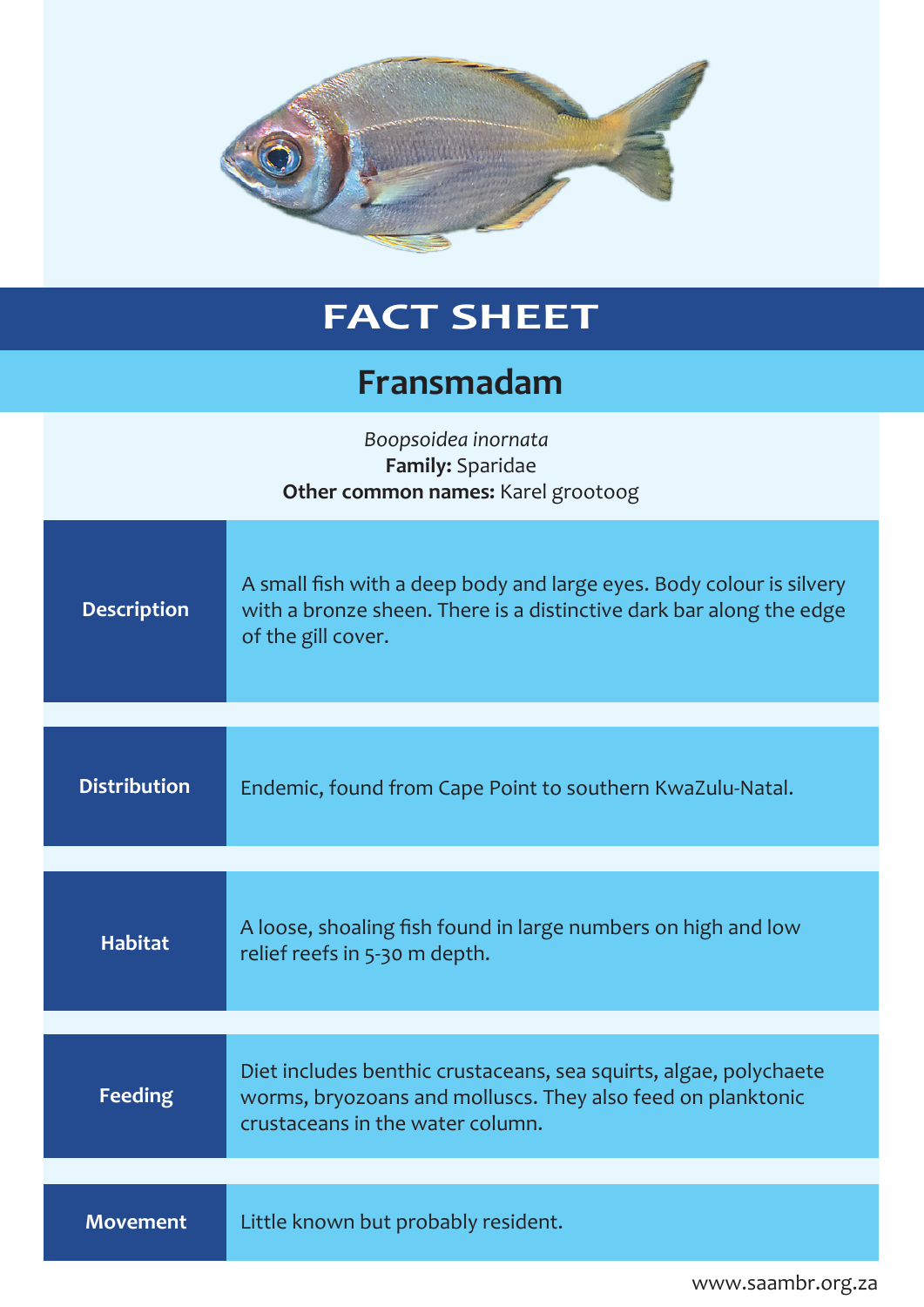# FACT SHEET

## Fransmadam

*Boopsoidea inornata*
**Family:** Sparidae
**Other common names:** Karel grootoog

| | |
|---|---|
| **Description** | A small fish with a deep body and large eyes. Body colour is silvery with a bronze sheen. There is a distinctive dark bar along the edge of the gill cover. |
| **Distribution** | Endemic, found from Cape Point to southern KwaZulu-Natal. |
| **Habitat** | A loose, shoaling fish found in large numbers on high and low relief reefs in 5-30 m depth. |
| **Feeding** | Diet includes benthic crustaceans, sea squirts, algae, polychaete worms, bryozoans and molluscs. They also feed on planktonic crustaceans in the water column. |
| **Movement** | Little known but probably resident. |

www.saambr.org.za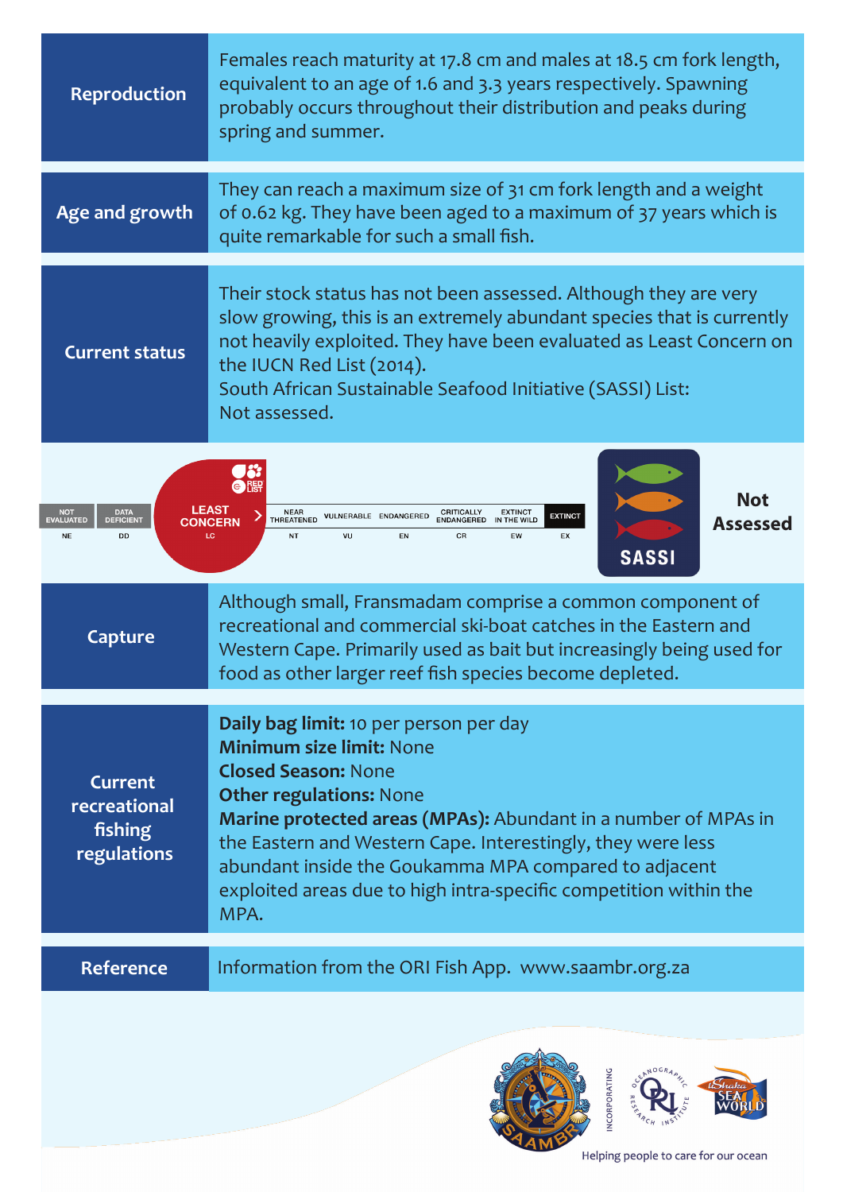| | |
|---|---|
| **Reproduction** | Females reach maturity at 17.8 cm and males at 18.5 cm fork length, equivalent to an age of 1.6 and 3.3 years respectively. Spawning probably occurs throughout their distribution and peaks during spring and summer. |
| **Age and growth** | They can reach a maximum size of 31 cm fork length and a weight of 0.62 kg. They have been aged to a maximum of 37 years which is quite remarkable for such a small fish. |
| **Current status** | Their stock status has not been assessed. Although they are very slow growing, this is an extremely abundant species that is currently not heavily exploited. They have been evaluated as Least Concern on the IUCN Red List (2014). South African Sustainable Seafood Initiative (SASSI) List: Not assessed. |

NOT EVALUATED NE | DATA DEFICIENT DD | LEAST CONCERN LC | NEAR THREATENED NT | VULNERABLE VU | ENDANGERED EN | CRITICALLY ENDANGERED CR | EXTINCT IN THE WILD EW | EXTINCT EX

SASSI

**Not Assessed**

| | |
|---|---|
| **Capture** | Although small, Fransmadam comprise a common component of recreational and commercial ski-boat catches in the Eastern and Western Cape. Primarily used as bait but increasingly being used for food as other larger reef fish species become depleted. |
| **Current recreational fishing regulations** | **Daily bag limit:** 10 per person per day<br>**Minimum size limit:** None<br>**Closed Season:** None<br>**Other regulations:** None<br>**Marine protected areas (MPAs):** Abundant in a number of MPAs in the Eastern and Western Cape. Interestingly, they were less abundant inside the Goukamma MPA compared to adjacent exploited areas due to high intra-specific competition within the MPA. |
| **Reference** | Information from the ORI Fish App. www.saambr.org.za |

SAAMBR INCORPORATING OCEANOGRAPHIC RESEARCH INSTITUTE uShaka SEA WORLD

Helping people to care for our ocean